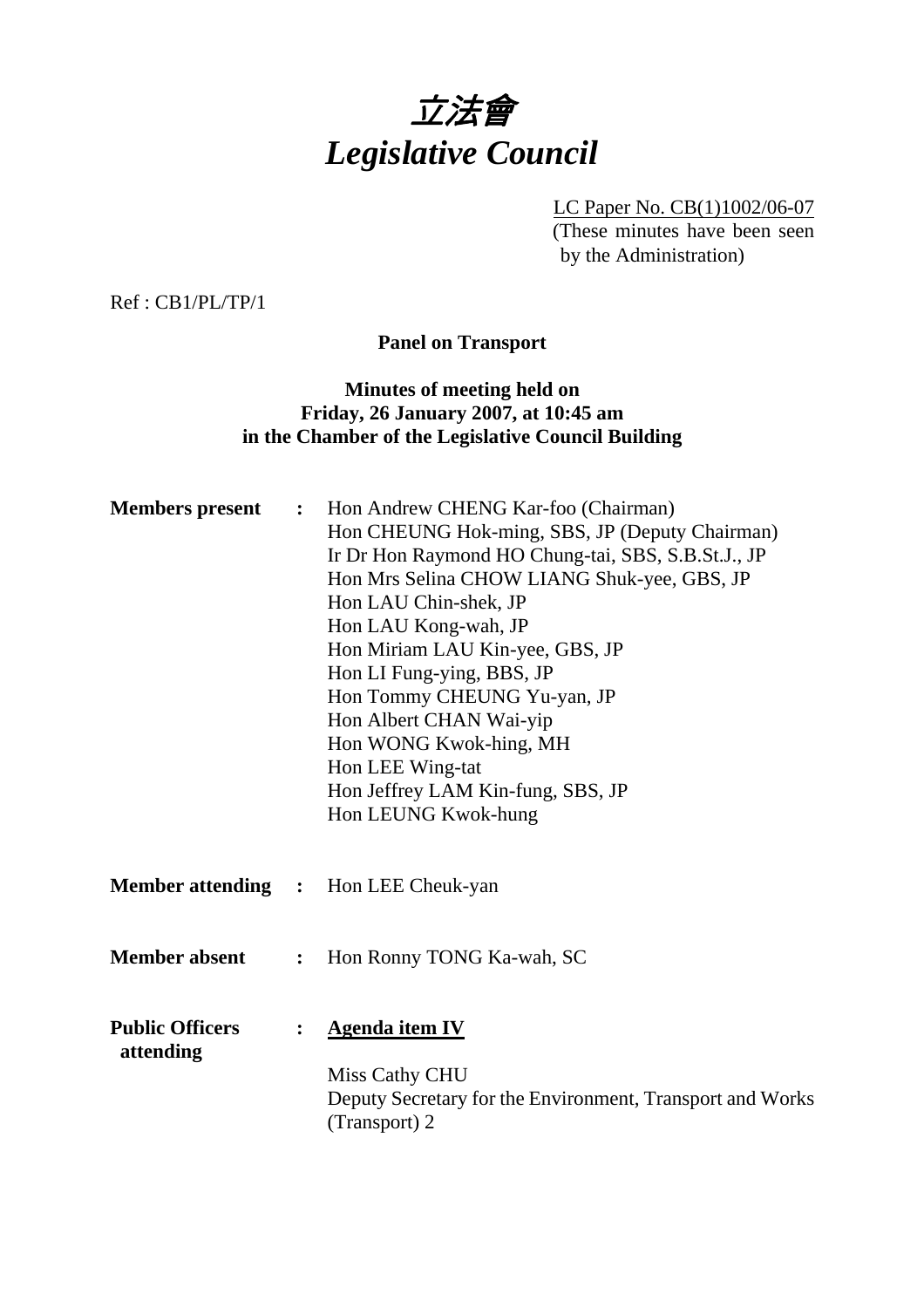# *立法會*
# *Legislative Council*

LC Paper No. CB(1)1002/06-07
(These minutes have been seen by the Administration)

Ref : CB1/PL/TP/1

**Panel on Transport**

**Minutes of meeting held on**
**Friday, 26 January 2007, at 10:45 am**
**in the Chamber of the Legislative Council Building**

**Members present :**
Hon Andrew CHENG Kar-foo (Chairman)
Hon CHEUNG Hok-ming, SBS, JP (Deputy Chairman)
Ir Dr Hon Raymond HO Chung-tai, SBS, S.B.St.J., JP
Hon Mrs Selina CHOW LIANG Shuk-yee, GBS, JP
Hon LAU Chin-shek, JP
Hon LAU Kong-wah, JP
Hon Miriam LAU Kin-yee, GBS, JP
Hon LI Fung-ying, BBS, JP
Hon Tommy CHEUNG Yu-yan, JP
Hon Albert CHAN Wai-yip
Hon WONG Kwok-hing, MH
Hon LEE Wing-tat
Hon Jeffrey LAM Kin-fung, SBS, JP
Hon LEUNG Kwok-hung

**Member attending :** Hon LEE Cheuk-yan

**Member absent :** Hon Ronny TONG Ka-wah, SC

**Public Officers attending :**

**Agenda item IV**

Miss Cathy CHU
Deputy Secretary for the Environment, Transport and Works (Transport) 2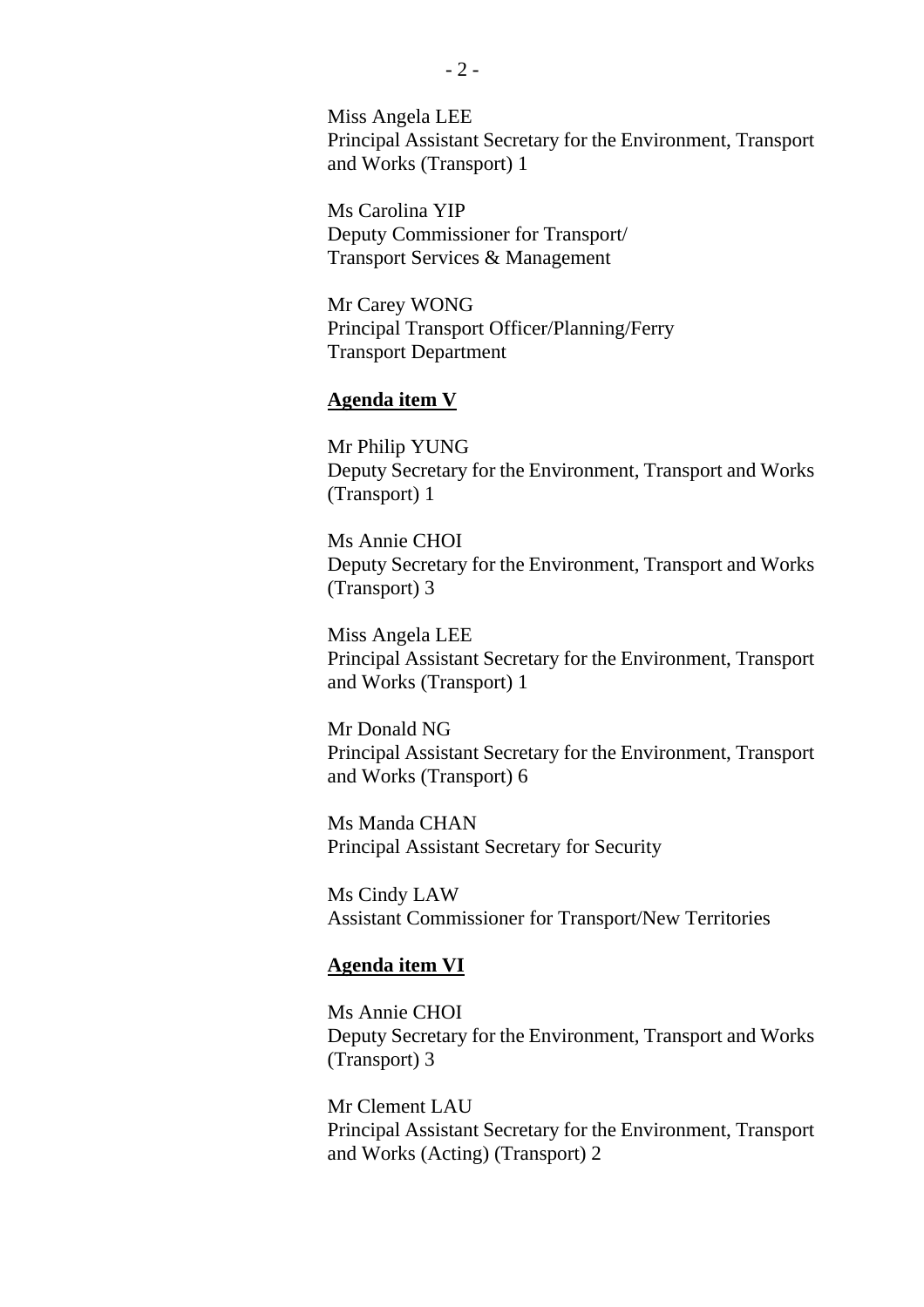Miss Angela LEE
Principal Assistant Secretary for the Environment, Transport and Works (Transport) 1

Ms Carolina YIP
Deputy Commissioner for Transport/
Transport Services & Management

Mr Carey WONG
Principal Transport Officer/Planning/Ferry
Transport Department

**Agenda item V**

Mr Philip YUNG
Deputy Secretary for the Environment, Transport and Works (Transport) 1

Ms Annie CHOI
Deputy Secretary for the Environment, Transport and Works (Transport) 3

Miss Angela LEE
Principal Assistant Secretary for the Environment, Transport and Works (Transport) 1

Mr Donald NG
Principal Assistant Secretary for the Environment, Transport and Works (Transport) 6

Ms Manda CHAN
Principal Assistant Secretary for Security

Ms Cindy LAW
Assistant Commissioner for Transport/New Territories

**Agenda item VI**

Ms Annie CHOI
Deputy Secretary for the Environment, Transport and Works (Transport) 3

Mr Clement LAU
Principal Assistant Secretary for the Environment, Transport and Works (Acting) (Transport) 2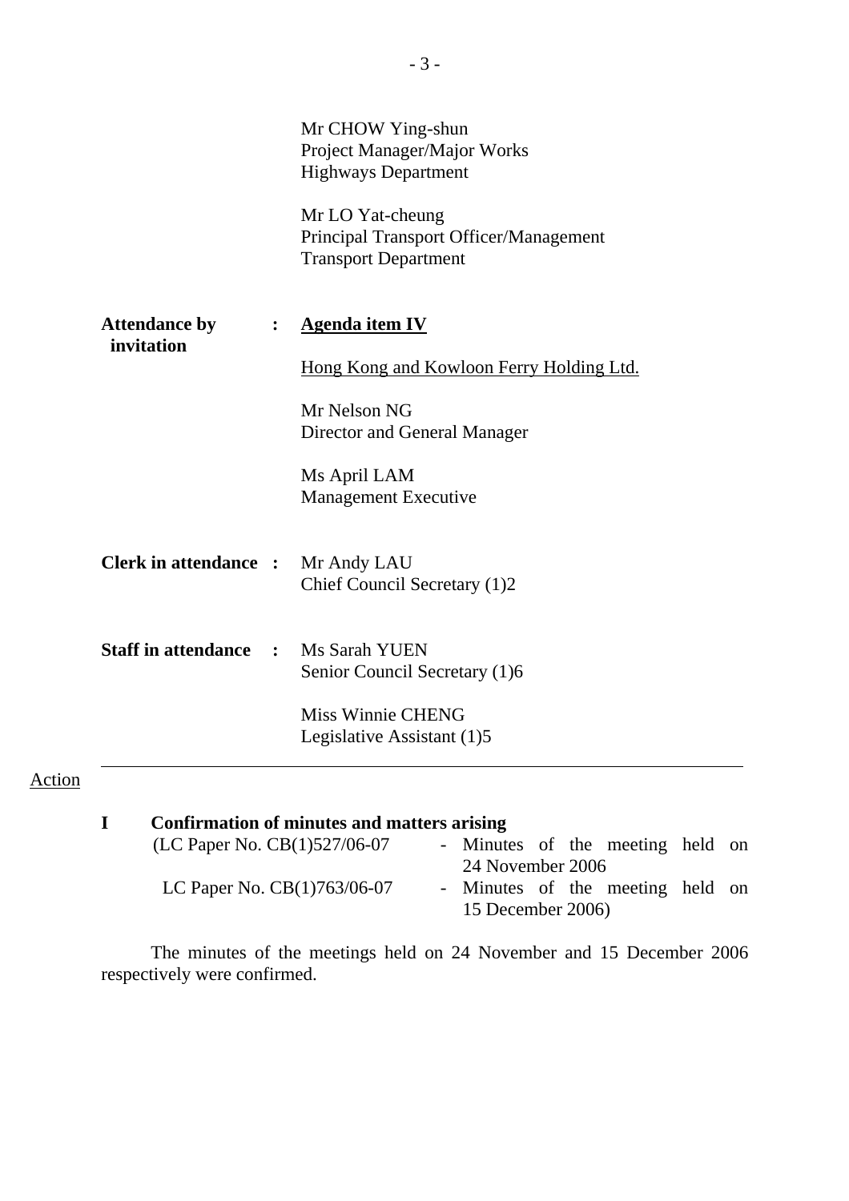Mr CHOW Ying-shun
Project Manager/Major Works
Highways Department

Mr LO Yat-cheung
Principal Transport Officer/Management
Transport Department

**Attendance by invitation** : <u>Agenda item IV</u>

<u>Hong Kong and Kowloon Ferry Holding Ltd.</u>

Mr Nelson NG
Director and General Manager

Ms April LAM
Management Executive

**Clerk in attendance** : Mr Andy LAU
Chief Council Secretary (1)2

**Staff in attendance** : Ms Sarah YUEN
Senior Council Secretary (1)6

Miss Winnie CHENG
Legislative Assistant (1)5

---

Action

**I Confirmation of minutes and matters arising**

(LC Paper No. CB(1)527/06-07 - Minutes of the meeting held on 24 November 2006
LC Paper No. CB(1)763/06-07 - Minutes of the meeting held on 15 December 2006)

The minutes of the meetings held on 24 November and 15 December 2006 respectively were confirmed.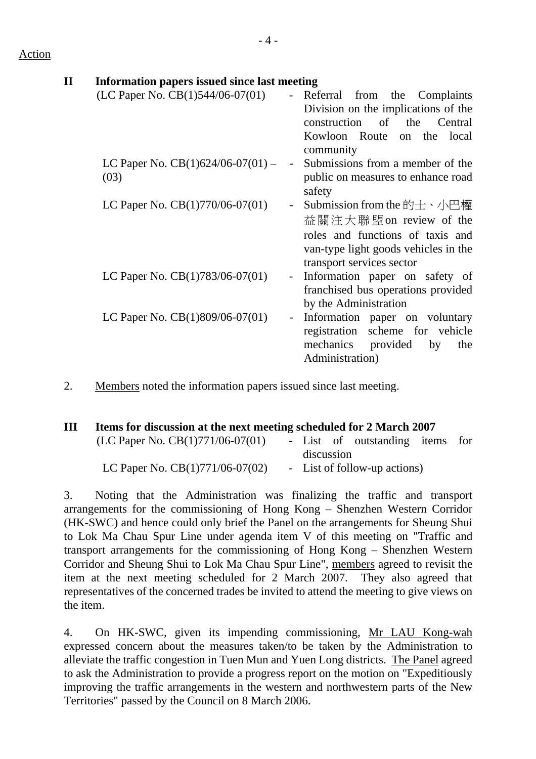Action

## II Information papers issued since last meeting

| | | |
|---|---|---|
| (LC Paper No. CB(1)544/06-07(01) | - | Referral from the Complaints Division on the implications of the construction of the Central Kowloon Route on the local community |
| LC Paper No. CB(1)624/06-07(01) – (03) | - | Submissions from a member of the public on measures to enhance road safety |
| LC Paper No. CB(1)770/06-07(01) | - | Submission from the 的士、小巴權益關注大聯盟 on review of the roles and functions of taxis and van-type light goods vehicles in the transport services sector |
| LC Paper No. CB(1)783/06-07(01) | - | Information paper on safety of franchised bus operations provided by the Administration |
| LC Paper No. CB(1)809/06-07(01) | - | Information paper on voluntary registration scheme for vehicle mechanics provided by the Administration) |

2. Members noted the information papers issued since last meeting.

## III Items for discussion at the next meeting scheduled for 2 March 2007

| | | |
|---|---|---|
| (LC Paper No. CB(1)771/06-07(01) | - | List of outstanding items for discussion |
| LC Paper No. CB(1)771/06-07(02) | - | List of follow-up actions) |

3. Noting that the Administration was finalizing the traffic and transport arrangements for the commissioning of Hong Kong – Shenzhen Western Corridor (HK-SWC) and hence could only brief the Panel on the arrangements for Sheung Shui to Lok Ma Chau Spur Line under agenda item V of this meeting on "Traffic and transport arrangements for the commissioning of Hong Kong – Shenzhen Western Corridor and Sheung Shui to Lok Ma Chau Spur Line", members agreed to revisit the item at the next meeting scheduled for 2 March 2007. They also agreed that representatives of the concerned trades be invited to attend the meeting to give views on the item.

4. On HK-SWC, given its impending commissioning, Mr LAU Kong-wah expressed concern about the measures taken/to be taken by the Administration to alleviate the traffic congestion in Tuen Mun and Yuen Long districts. The Panel agreed to ask the Administration to provide a progress report on the motion on "Expeditiously improving the traffic arrangements in the western and northwestern parts of the New Territories" passed by the Council on 8 March 2006.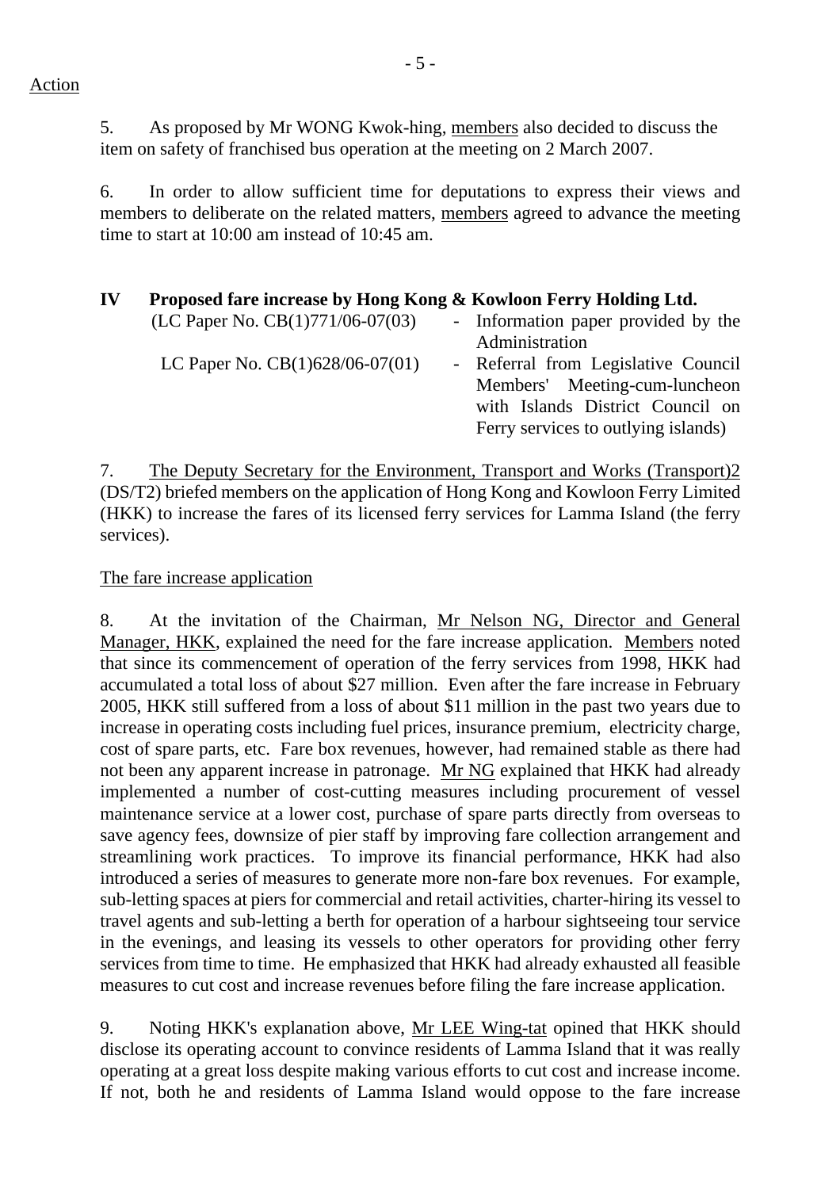Action

5. As proposed by Mr WONG Kwok-hing, members also decided to discuss the item on safety of franchised bus operation at the meeting on 2 March 2007.

6. In order to allow sufficient time for deputations to express their views and members to deliberate on the related matters, members agreed to advance the meeting time to start at 10:00 am instead of 10:45 am.

**IV Proposed fare increase by Hong Kong & Kowloon Ferry Holding Ltd.**

(LC Paper No. CB(1)771/06-07(03) - Information paper provided by the Administration

LC Paper No. CB(1)628/06-07(01) - Referral from Legislative Council Members' Meeting-cum-luncheon with Islands District Council on Ferry services to outlying islands)

7. The Deputy Secretary for the Environment, Transport and Works (Transport)2 (DS/T2) briefed members on the application of Hong Kong and Kowloon Ferry Limited (HKK) to increase the fares of its licensed ferry services for Lamma Island (the ferry services).

The fare increase application

8. At the invitation of the Chairman, Mr Nelson NG, Director and General Manager, HKK, explained the need for the fare increase application. Members noted that since its commencement of operation of the ferry services from 1998, HKK had accumulated a total loss of about $27 million. Even after the fare increase in February 2005, HKK still suffered from a loss of about $11 million in the past two years due to increase in operating costs including fuel prices, insurance premium, electricity charge, cost of spare parts, etc. Fare box revenues, however, had remained stable as there had not been any apparent increase in patronage. Mr NG explained that HKK had already implemented a number of cost-cutting measures including procurement of vessel maintenance service at a lower cost, purchase of spare parts directly from overseas to save agency fees, downsize of pier staff by improving fare collection arrangement and streamlining work practices. To improve its financial performance, HKK had also introduced a series of measures to generate more non-fare box revenues. For example, sub-letting spaces at piers for commercial and retail activities, charter-hiring its vessel to travel agents and sub-letting a berth for operation of a harbour sightseeing tour service in the evenings, and leasing its vessels to other operators for providing other ferry services from time to time. He emphasized that HKK had already exhausted all feasible measures to cut cost and increase revenues before filing the fare increase application.

9. Noting HKK's explanation above, Mr LEE Wing-tat opined that HKK should disclose its operating account to convince residents of Lamma Island that it was really operating at a great loss despite making various efforts to cut cost and increase income. If not, both he and residents of Lamma Island would oppose to the fare increase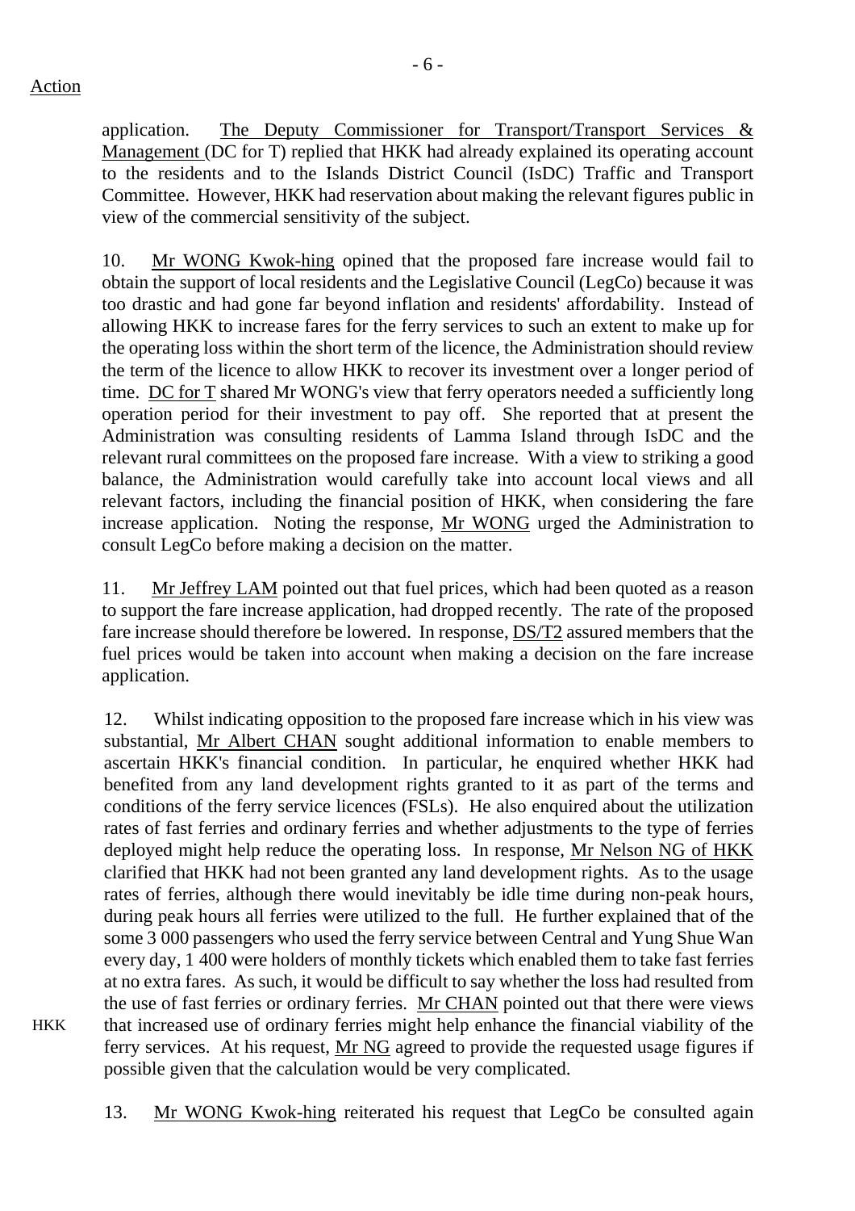Action

application. The Deputy Commissioner for Transport/Transport Services & Management (DC for T) replied that HKK had already explained its operating account to the residents and to the Islands District Council (IsDC) Traffic and Transport Committee. However, HKK had reservation about making the relevant figures public in view of the commercial sensitivity of the subject.

10. Mr WONG Kwok-hing opined that the proposed fare increase would fail to obtain the support of local residents and the Legislative Council (LegCo) because it was too drastic and had gone far beyond inflation and residents' affordability. Instead of allowing HKK to increase fares for the ferry services to such an extent to make up for the operating loss within the short term of the licence, the Administration should review the term of the licence to allow HKK to recover its investment over a longer period of time. DC for T shared Mr WONG's view that ferry operators needed a sufficiently long operation period for their investment to pay off. She reported that at present the Administration was consulting residents of Lamma Island through IsDC and the relevant rural committees on the proposed fare increase. With a view to striking a good balance, the Administration would carefully take into account local views and all relevant factors, including the financial position of HKK, when considering the fare increase application. Noting the response, Mr WONG urged the Administration to consult LegCo before making a decision on the matter.

11. Mr Jeffrey LAM pointed out that fuel prices, which had been quoted as a reason to support the fare increase application, had dropped recently. The rate of the proposed fare increase should therefore be lowered. In response, DS/T2 assured members that the fuel prices would be taken into account when making a decision on the fare increase application.

12. Whilst indicating opposition to the proposed fare increase which in his view was substantial, Mr Albert CHAN sought additional information to enable members to ascertain HKK's financial condition. In particular, he enquired whether HKK had benefited from any land development rights granted to it as part of the terms and conditions of the ferry service licences (FSLs). He also enquired about the utilization rates of fast ferries and ordinary ferries and whether adjustments to the type of ferries deployed might help reduce the operating loss. In response, Mr Nelson NG of HKK clarified that HKK had not been granted any land development rights. As to the usage rates of ferries, although there would inevitably be idle time during non-peak hours, during peak hours all ferries were utilized to the full. He further explained that of the some 3 000 passengers who used the ferry service between Central and Yung Shue Wan every day, 1 400 were holders of monthly tickets which enabled them to take fast ferries at no extra fares. As such, it would be difficult to say whether the loss had resulted from the use of fast ferries or ordinary ferries. Mr CHAN pointed out that there were views that increased use of ordinary ferries might help enhance the financial viability of the ferry services. At his request, Mr NG agreed to provide the requested usage figures if possible given that the calculation would be very complicated.

HKK

13. Mr WONG Kwok-hing reiterated his request that LegCo be consulted again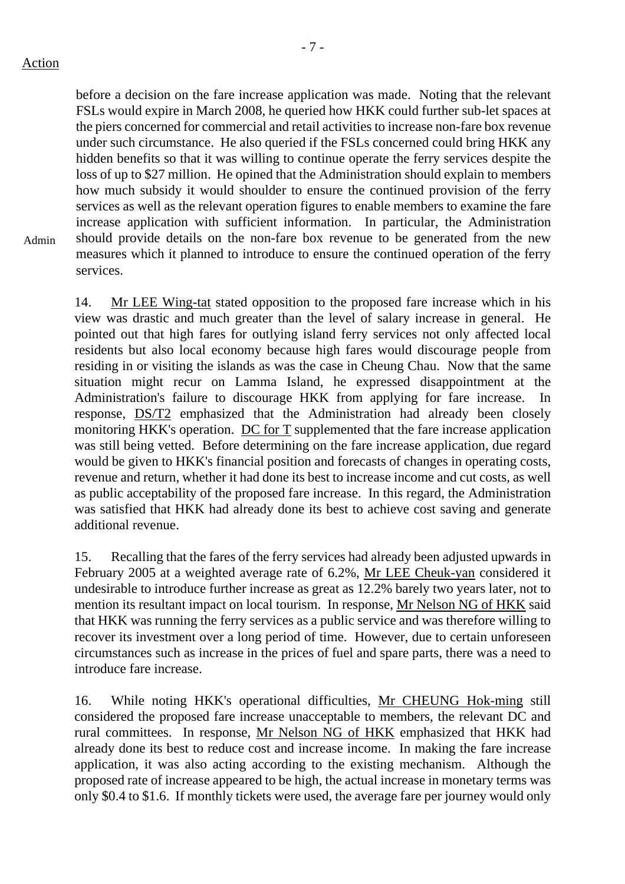Action

before a decision on the fare increase application was made. Noting that the relevant FSLs would expire in March 2008, he queried how HKK could further sub-let spaces at the piers concerned for commercial and retail activities to increase non-fare box revenue under such circumstance. He also queried if the FSLs concerned could bring HKK any hidden benefits so that it was willing to continue operate the ferry services despite the loss of up to $27 million. He opined that the Administration should explain to members how much subsidy it would shoulder to ensure the continued provision of the ferry services as well as the relevant operation figures to enable members to examine the fare increase application with sufficient information. In particular, the Administration should provide details on the non-fare box revenue to be generated from the new measures which it planned to introduce to ensure the continued operation of the ferry services.

Admin

14. Mr LEE Wing-tat stated opposition to the proposed fare increase which in his view was drastic and much greater than the level of salary increase in general. He pointed out that high fares for outlying island ferry services not only affected local residents but also local economy because high fares would discourage people from residing in or visiting the islands as was the case in Cheung Chau. Now that the same situation might recur on Lamma Island, he expressed disappointment at the Administration's failure to discourage HKK from applying for fare increase. In response, DS/T2 emphasized that the Administration had already been closely monitoring HKK's operation. DC for T supplemented that the fare increase application was still being vetted. Before determining on the fare increase application, due regard would be given to HKK's financial position and forecasts of changes in operating costs, revenue and return, whether it had done its best to increase income and cut costs, as well as public acceptability of the proposed fare increase. In this regard, the Administration was satisfied that HKK had already done its best to achieve cost saving and generate additional revenue.

15. Recalling that the fares of the ferry services had already been adjusted upwards in February 2005 at a weighted average rate of 6.2%, Mr LEE Cheuk-yan considered it undesirable to introduce further increase as great as 12.2% barely two years later, not to mention its resultant impact on local tourism. In response, Mr Nelson NG of HKK said that HKK was running the ferry services as a public service and was therefore willing to recover its investment over a long period of time. However, due to certain unforeseen circumstances such as increase in the prices of fuel and spare parts, there was a need to introduce fare increase.

16. While noting HKK's operational difficulties, Mr CHEUNG Hok-ming still considered the proposed fare increase unacceptable to members, the relevant DC and rural committees. In response, Mr Nelson NG of HKK emphasized that HKK had already done its best to reduce cost and increase income. In making the fare increase application, it was also acting according to the existing mechanism. Although the proposed rate of increase appeared to be high, the actual increase in monetary terms was only $0.4 to $1.6. If monthly tickets were used, the average fare per journey would only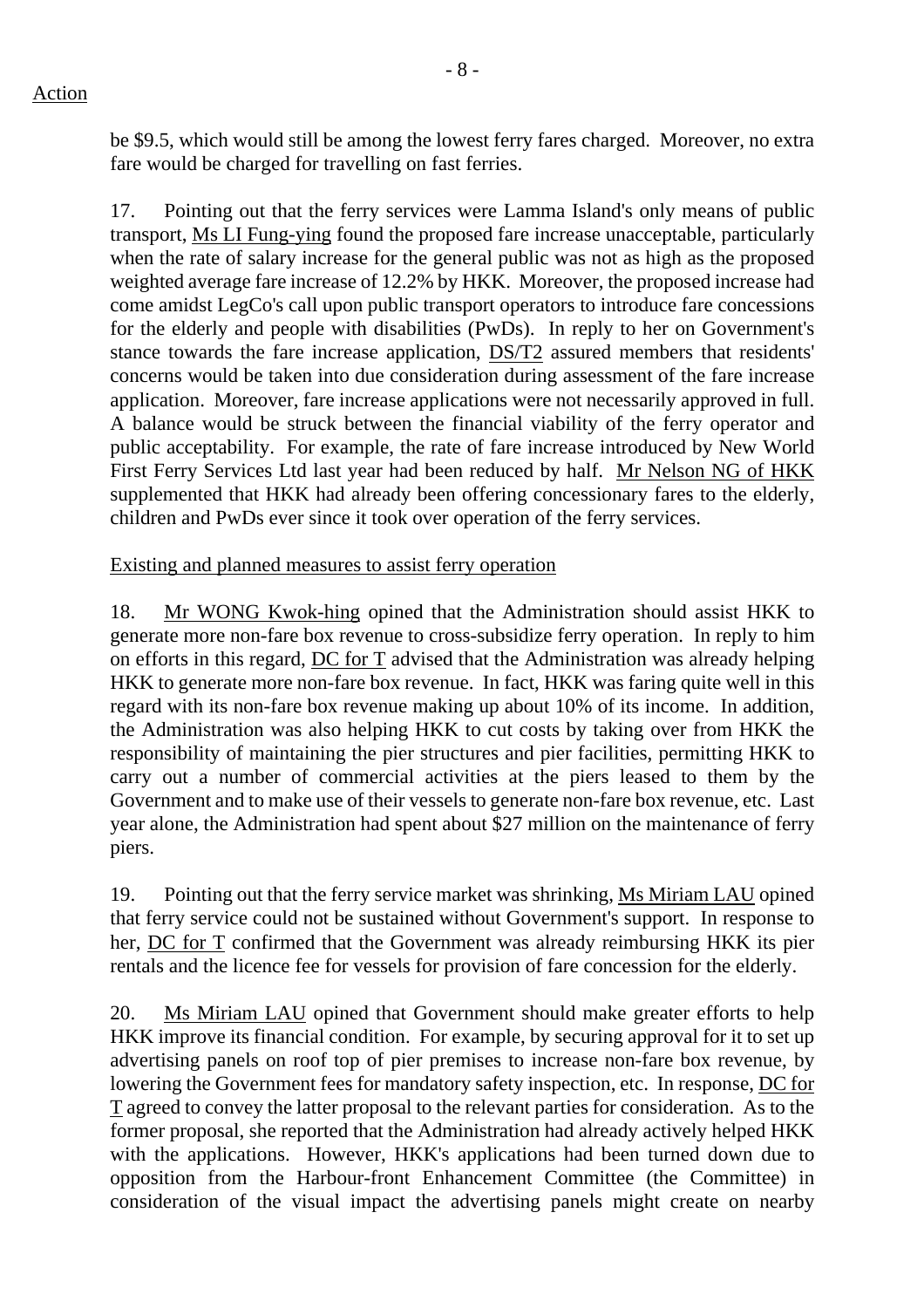Action

be $9.5, which would still be among the lowest ferry fares charged. Moreover, no extra fare would be charged for travelling on fast ferries.

17. Pointing out that the ferry services were Lamma Island's only means of public transport, Ms LI Fung-ying found the proposed fare increase unacceptable, particularly when the rate of salary increase for the general public was not as high as the proposed weighted average fare increase of 12.2% by HKK. Moreover, the proposed increase had come amidst LegCo's call upon public transport operators to introduce fare concessions for the elderly and people with disabilities (PwDs). In reply to her on Government's stance towards the fare increase application, DS/T2 assured members that residents' concerns would be taken into due consideration during assessment of the fare increase application. Moreover, fare increase applications were not necessarily approved in full. A balance would be struck between the financial viability of the ferry operator and public acceptability. For example, the rate of fare increase introduced by New World First Ferry Services Ltd last year had been reduced by half. Mr Nelson NG of HKK supplemented that HKK had already been offering concessionary fares to the elderly, children and PwDs ever since it took over operation of the ferry services.

Existing and planned measures to assist ferry operation

18. Mr WONG Kwok-hing opined that the Administration should assist HKK to generate more non-fare box revenue to cross-subsidize ferry operation. In reply to him on efforts in this regard, DC for T advised that the Administration was already helping HKK to generate more non-fare box revenue. In fact, HKK was faring quite well in this regard with its non-fare box revenue making up about 10% of its income. In addition, the Administration was also helping HKK to cut costs by taking over from HKK the responsibility of maintaining the pier structures and pier facilities, permitting HKK to carry out a number of commercial activities at the piers leased to them by the Government and to make use of their vessels to generate non-fare box revenue, etc. Last year alone, the Administration had spent about $27 million on the maintenance of ferry piers.

19. Pointing out that the ferry service market was shrinking, Ms Miriam LAU opined that ferry service could not be sustained without Government's support. In response to her, DC for T confirmed that the Government was already reimbursing HKK its pier rentals and the licence fee for vessels for provision of fare concession for the elderly.

20. Ms Miriam LAU opined that Government should make greater efforts to help HKK improve its financial condition. For example, by securing approval for it to set up advertising panels on roof top of pier premises to increase non-fare box revenue, by lowering the Government fees for mandatory safety inspection, etc. In response, DC for T agreed to convey the latter proposal to the relevant parties for consideration. As to the former proposal, she reported that the Administration had already actively helped HKK with the applications. However, HKK's applications had been turned down due to opposition from the Harbour-front Enhancement Committee (the Committee) in consideration of the visual impact the advertising panels might create on nearby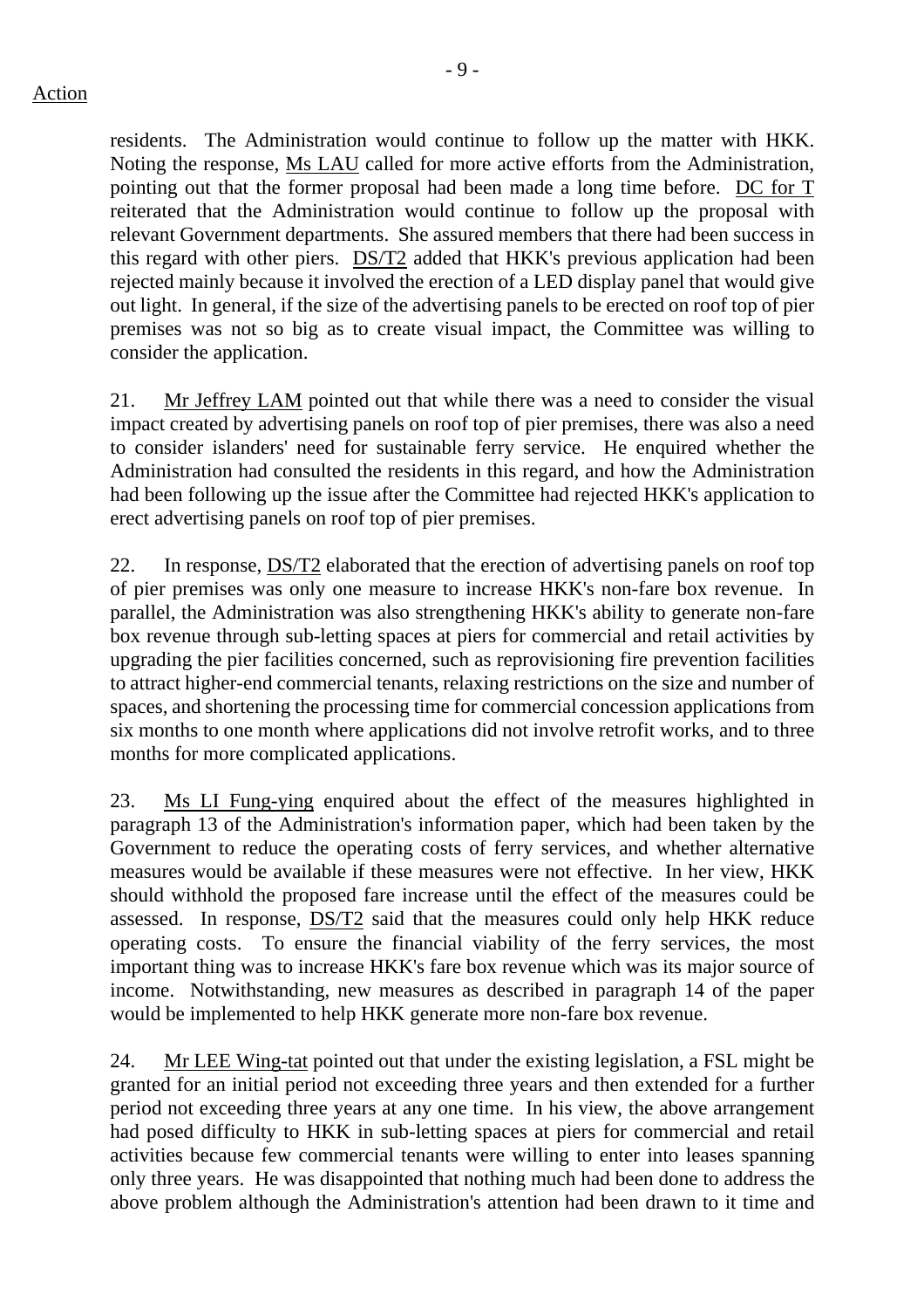Action

residents. The Administration would continue to follow up the matter with HKK. Noting the response, Ms LAU called for more active efforts from the Administration, pointing out that the former proposal had been made a long time before. DC for T reiterated that the Administration would continue to follow up the proposal with relevant Government departments. She assured members that there had been success in this regard with other piers. DS/T2 added that HKK's previous application had been rejected mainly because it involved the erection of a LED display panel that would give out light. In general, if the size of the advertising panels to be erected on roof top of pier premises was not so big as to create visual impact, the Committee was willing to consider the application.

21. Mr Jeffrey LAM pointed out that while there was a need to consider the visual impact created by advertising panels on roof top of pier premises, there was also a need to consider islanders' need for sustainable ferry service. He enquired whether the Administration had consulted the residents in this regard, and how the Administration had been following up the issue after the Committee had rejected HKK's application to erect advertising panels on roof top of pier premises.

22. In response, DS/T2 elaborated that the erection of advertising panels on roof top of pier premises was only one measure to increase HKK's non-fare box revenue. In parallel, the Administration was also strengthening HKK's ability to generate non-fare box revenue through sub-letting spaces at piers for commercial and retail activities by upgrading the pier facilities concerned, such as reprovisioning fire prevention facilities to attract higher-end commercial tenants, relaxing restrictions on the size and number of spaces, and shortening the processing time for commercial concession applications from six months to one month where applications did not involve retrofit works, and to three months for more complicated applications.

23. Ms LI Fung-ying enquired about the effect of the measures highlighted in paragraph 13 of the Administration's information paper, which had been taken by the Government to reduce the operating costs of ferry services, and whether alternative measures would be available if these measures were not effective. In her view, HKK should withhold the proposed fare increase until the effect of the measures could be assessed. In response, DS/T2 said that the measures could only help HKK reduce operating costs. To ensure the financial viability of the ferry services, the most important thing was to increase HKK's fare box revenue which was its major source of income. Notwithstanding, new measures as described in paragraph 14 of the paper would be implemented to help HKK generate more non-fare box revenue.

24. Mr LEE Wing-tat pointed out that under the existing legislation, a FSL might be granted for an initial period not exceeding three years and then extended for a further period not exceeding three years at any one time. In his view, the above arrangement had posed difficulty to HKK in sub-letting spaces at piers for commercial and retail activities because few commercial tenants were willing to enter into leases spanning only three years. He was disappointed that nothing much had been done to address the above problem although the Administration's attention had been drawn to it time and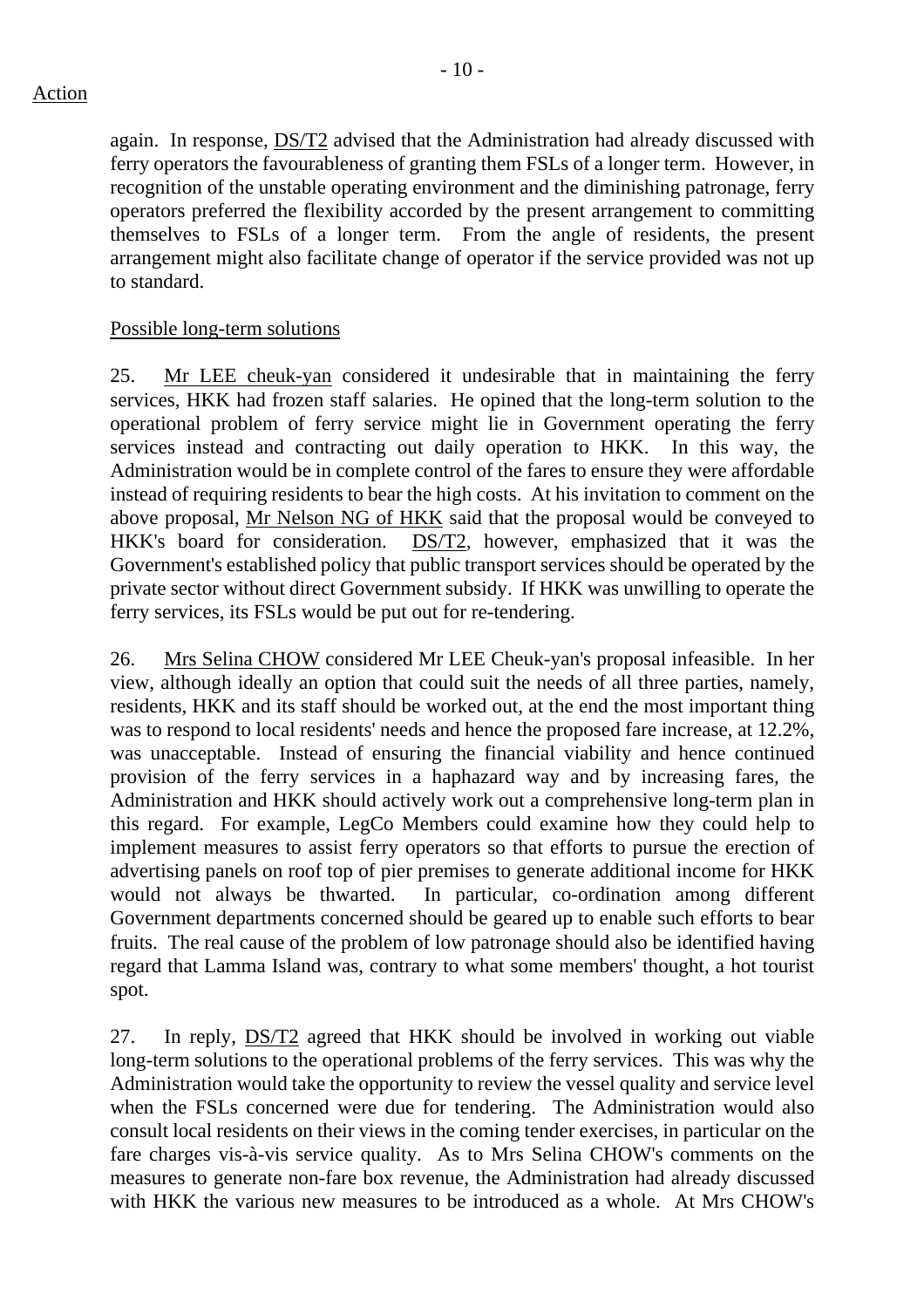again. In response, DS/T2 advised that the Administration had already discussed with ferry operators the favourableness of granting them FSLs of a longer term. However, in recognition of the unstable operating environment and the diminishing patronage, ferry operators preferred the flexibility accorded by the present arrangement to committing themselves to FSLs of a longer term. From the angle of residents, the present arrangement might also facilitate change of operator if the service provided was not up to standard.

Possible long-term solutions

25. Mr LEE cheuk-yan considered it undesirable that in maintaining the ferry services, HKK had frozen staff salaries. He opined that the long-term solution to the operational problem of ferry service might lie in Government operating the ferry services instead and contracting out daily operation to HKK. In this way, the Administration would be in complete control of the fares to ensure they were affordable instead of requiring residents to bear the high costs. At his invitation to comment on the above proposal, Mr Nelson NG of HKK said that the proposal would be conveyed to HKK's board for consideration. DS/T2, however, emphasized that it was the Government's established policy that public transport services should be operated by the private sector without direct Government subsidy. If HKK was unwilling to operate the ferry services, its FSLs would be put out for re-tendering.

26. Mrs Selina CHOW considered Mr LEE Cheuk-yan's proposal infeasible. In her view, although ideally an option that could suit the needs of all three parties, namely, residents, HKK and its staff should be worked out, at the end the most important thing was to respond to local residents' needs and hence the proposed fare increase, at 12.2%, was unacceptable. Instead of ensuring the financial viability and hence continued provision of the ferry services in a haphazard way and by increasing fares, the Administration and HKK should actively work out a comprehensive long-term plan in this regard. For example, LegCo Members could examine how they could help to implement measures to assist ferry operators so that efforts to pursue the erection of advertising panels on roof top of pier premises to generate additional income for HKK would not always be thwarted. In particular, co-ordination among different Government departments concerned should be geared up to enable such efforts to bear fruits. The real cause of the problem of low patronage should also be identified having regard that Lamma Island was, contrary to what some members' thought, a hot tourist spot.

27. In reply, DS/T2 agreed that HKK should be involved in working out viable long-term solutions to the operational problems of the ferry services. This was why the Administration would take the opportunity to review the vessel quality and service level when the FSLs concerned were due for tendering. The Administration would also consult local residents on their views in the coming tender exercises, in particular on the fare charges vis-à-vis service quality. As to Mrs Selina CHOW's comments on the measures to generate non-fare box revenue, the Administration had already discussed with HKK the various new measures to be introduced as a whole. At Mrs CHOW's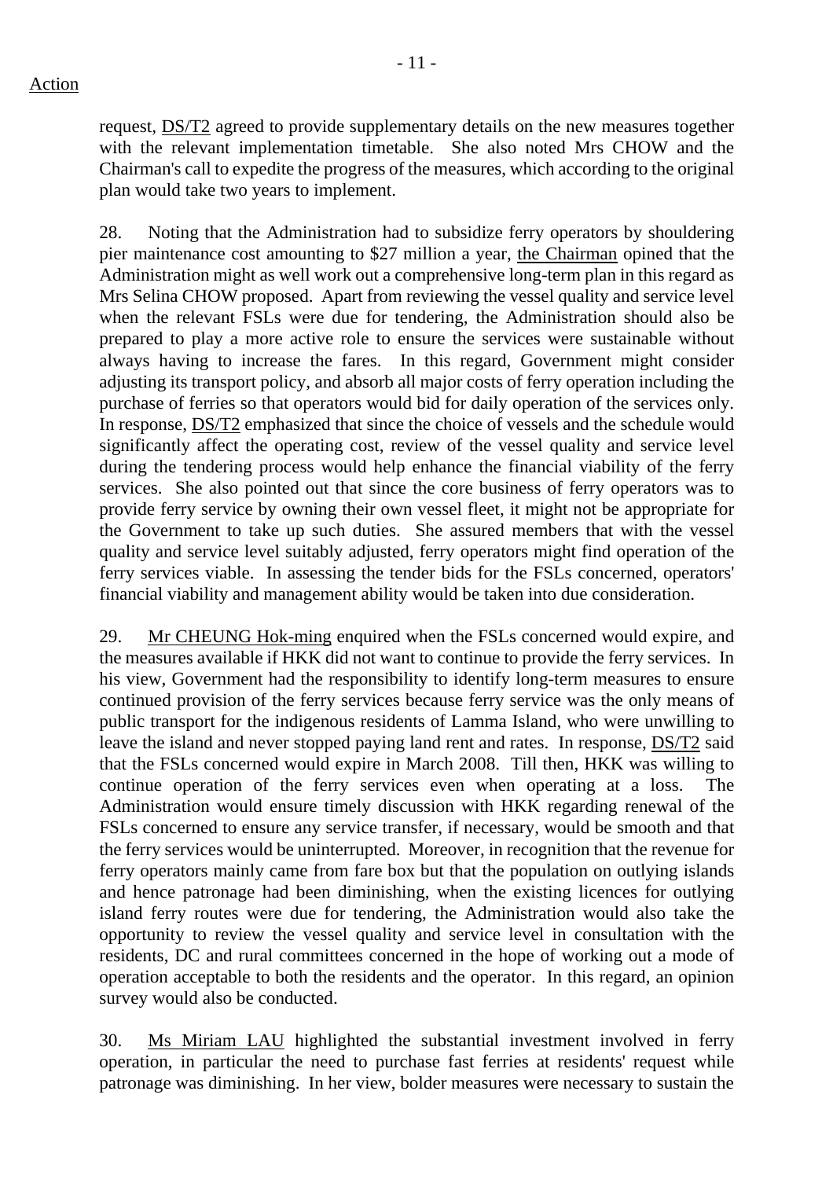Action

request, DS/T2 agreed to provide supplementary details on the new measures together with the relevant implementation timetable. She also noted Mrs CHOW and the Chairman's call to expedite the progress of the measures, which according to the original plan would take two years to implement.

28. Noting that the Administration had to subsidize ferry operators by shouldering pier maintenance cost amounting to $27 million a year, the Chairman opined that the Administration might as well work out a comprehensive long-term plan in this regard as Mrs Selina CHOW proposed. Apart from reviewing the vessel quality and service level when the relevant FSLs were due for tendering, the Administration should also be prepared to play a more active role to ensure the services were sustainable without always having to increase the fares. In this regard, Government might consider adjusting its transport policy, and absorb all major costs of ferry operation including the purchase of ferries so that operators would bid for daily operation of the services only. In response, DS/T2 emphasized that since the choice of vessels and the schedule would significantly affect the operating cost, review of the vessel quality and service level during the tendering process would help enhance the financial viability of the ferry services. She also pointed out that since the core business of ferry operators was to provide ferry service by owning their own vessel fleet, it might not be appropriate for the Government to take up such duties. She assured members that with the vessel quality and service level suitably adjusted, ferry operators might find operation of the ferry services viable. In assessing the tender bids for the FSLs concerned, operators' financial viability and management ability would be taken into due consideration.

29. Mr CHEUNG Hok-ming enquired when the FSLs concerned would expire, and the measures available if HKK did not want to continue to provide the ferry services. In his view, Government had the responsibility to identify long-term measures to ensure continued provision of the ferry services because ferry service was the only means of public transport for the indigenous residents of Lamma Island, who were unwilling to leave the island and never stopped paying land rent and rates. In response, DS/T2 said that the FSLs concerned would expire in March 2008. Till then, HKK was willing to continue operation of the ferry services even when operating at a loss. The Administration would ensure timely discussion with HKK regarding renewal of the FSLs concerned to ensure any service transfer, if necessary, would be smooth and that the ferry services would be uninterrupted. Moreover, in recognition that the revenue for ferry operators mainly came from fare box but that the population on outlying islands and hence patronage had been diminishing, when the existing licences for outlying island ferry routes were due for tendering, the Administration would also take the opportunity to review the vessel quality and service level in consultation with the residents, DC and rural committees concerned in the hope of working out a mode of operation acceptable to both the residents and the operator. In this regard, an opinion survey would also be conducted.

30. Ms Miriam LAU highlighted the substantial investment involved in ferry operation, in particular the need to purchase fast ferries at residents' request while patronage was diminishing. In her view, bolder measures were necessary to sustain the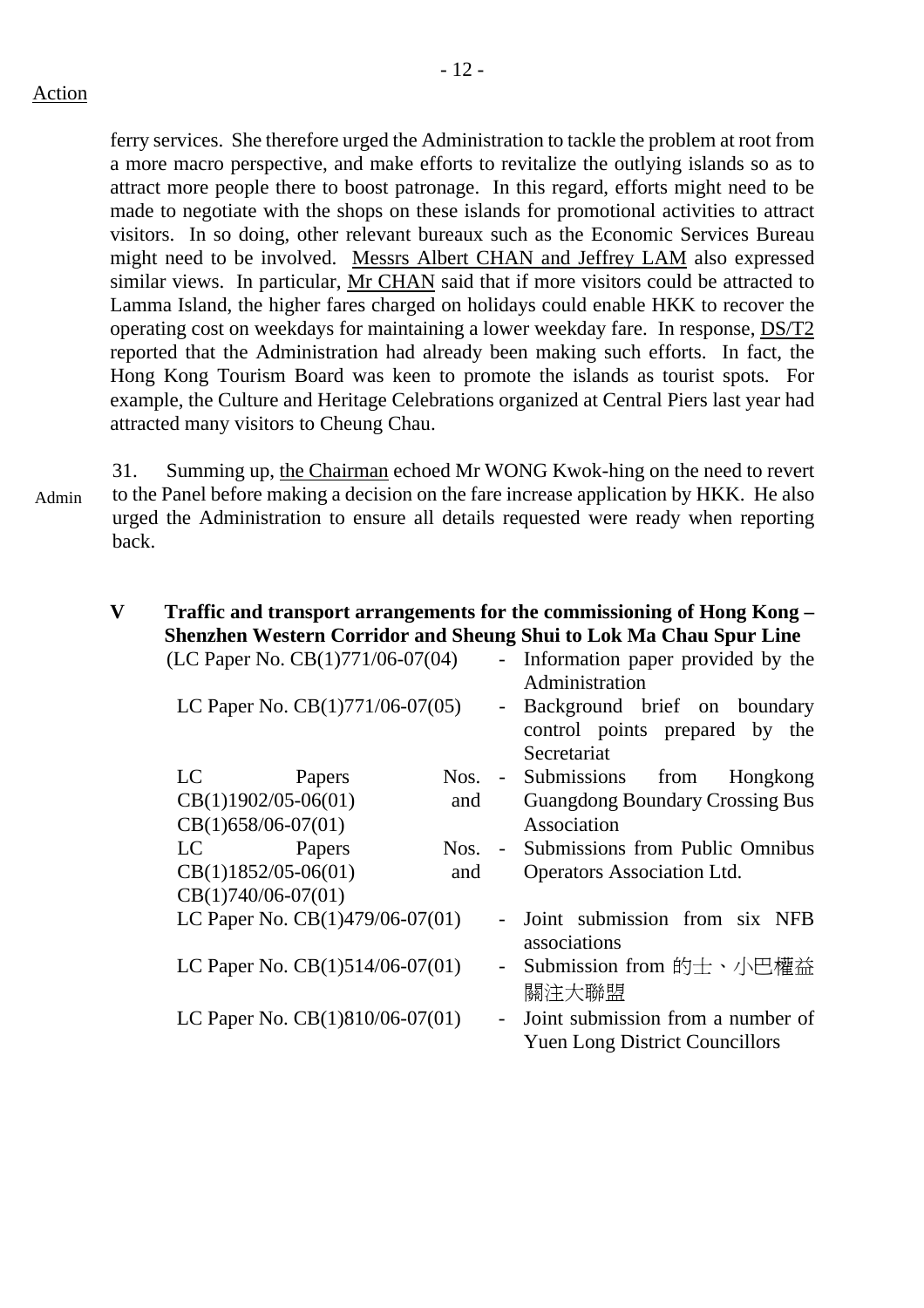Action

ferry services. She therefore urged the Administration to tackle the problem at root from a more macro perspective, and make efforts to revitalize the outlying islands so as to attract more people there to boost patronage. In this regard, efforts might need to be made to negotiate with the shops on these islands for promotional activities to attract visitors. In so doing, other relevant bureaux such as the Economic Services Bureau might need to be involved. Messrs Albert CHAN and Jeffrey LAM also expressed similar views. In particular, Mr CHAN said that if more visitors could be attracted to Lamma Island, the higher fares charged on holidays could enable HKK to recover the operating cost on weekdays for maintaining a lower weekday fare. In response, DS/T2 reported that the Administration had already been making such efforts. In fact, the Hong Kong Tourism Board was keen to promote the islands as tourist spots. For example, the Culture and Heritage Celebrations organized at Central Piers last year had attracted many visitors to Cheung Chau.

Admin

31. Summing up, the Chairman echoed Mr WONG Kwok-hing on the need to revert to the Panel before making a decision on the fare increase application by HKK. He also urged the Administration to ensure all details requested were ready when reporting back.

**V Traffic and transport arrangements for the commissioning of Hong Kong – Shenzhen Western Corridor and Sheung Shui to Lok Ma Chau Spur Line**

| | | |
|---|---|---|
| (LC Paper No. CB(1)771/06-07(04) | - | Information paper provided by the Administration |
| LC Paper No. CB(1)771/06-07(05) | - | Background brief on boundary control points prepared by the Secretariat |
| LC Papers Nos. CB(1)1902/05-06(01) and CB(1)658/06-07(01) | - | Submissions from Hongkong Guangdong Boundary Crossing Bus Association |
| LC Papers Nos. CB(1)1852/05-06(01) and CB(1)740/06-07(01) | - | Submissions from Public Omnibus Operators Association Ltd. |
| LC Paper No. CB(1)479/06-07(01) | - | Joint submission from six NFB associations |
| LC Paper No. CB(1)514/06-07(01) | - | Submission from 的士、小巴權益關注大聯盟 |
| LC Paper No. CB(1)810/06-07(01) | - | Joint submission from a number of Yuen Long District Councillors |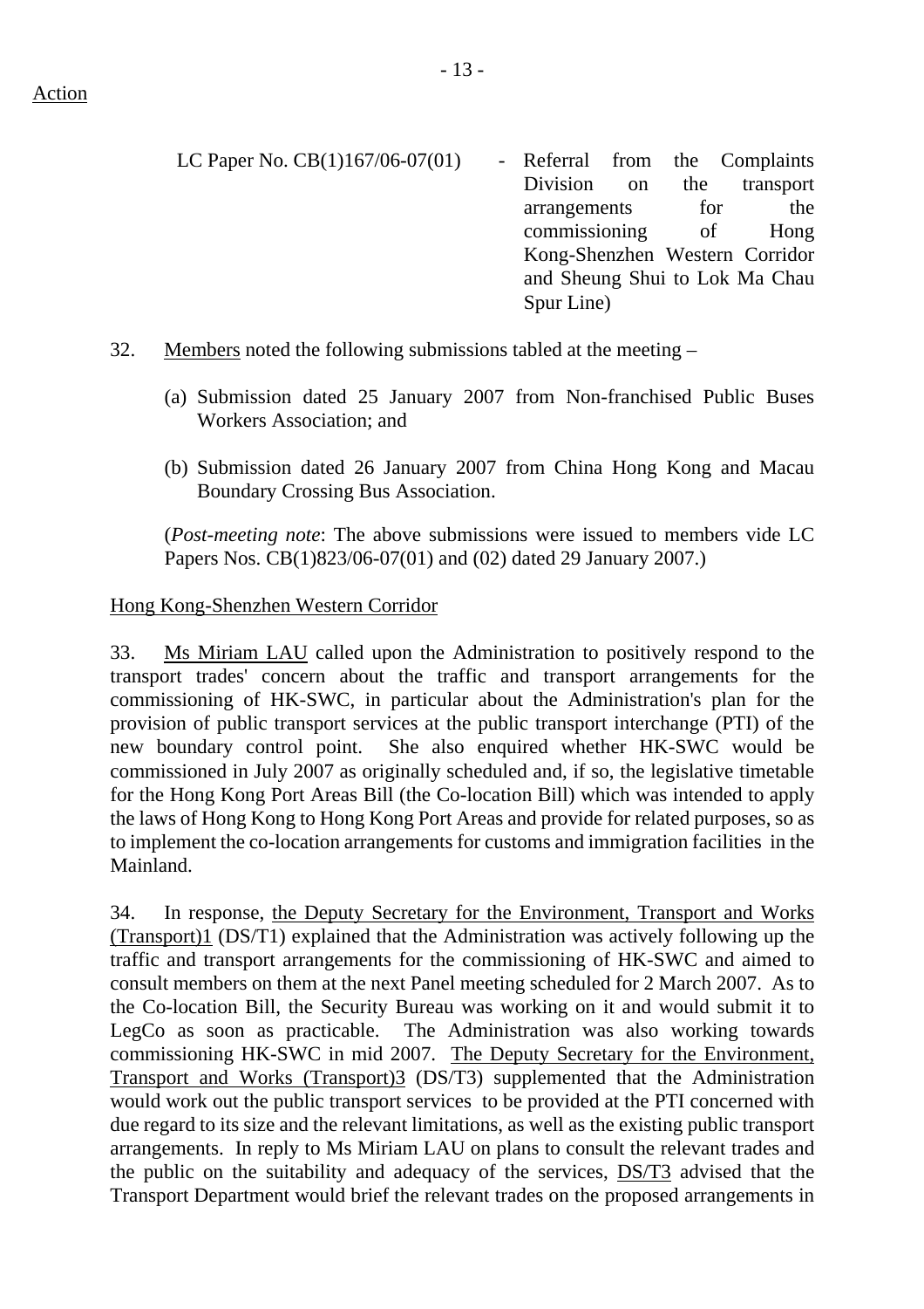Action

LC Paper No. CB(1)167/06-07(01) - Referral from the Complaints Division on the transport arrangements for the commissioning of Hong Kong-Shenzhen Western Corridor and Sheung Shui to Lok Ma Chau Spur Line)

32. Members noted the following submissions tabled at the meeting –

(a) Submission dated 25 January 2007 from Non-franchised Public Buses Workers Association; and

(b) Submission dated 26 January 2007 from China Hong Kong and Macau Boundary Crossing Bus Association.

(*Post-meeting note*: The above submissions were issued to members vide LC Papers Nos. CB(1)823/06-07(01) and (02) dated 29 January 2007.)

Hong Kong-Shenzhen Western Corridor

33. Ms Miriam LAU called upon the Administration to positively respond to the transport trades' concern about the traffic and transport arrangements for the commissioning of HK-SWC, in particular about the Administration's plan for the provision of public transport services at the public transport interchange (PTI) of the new boundary control point. She also enquired whether HK-SWC would be commissioned in July 2007 as originally scheduled and, if so, the legislative timetable for the Hong Kong Port Areas Bill (the Co-location Bill) which was intended to apply the laws of Hong Kong to Hong Kong Port Areas and provide for related purposes, so as to implement the co-location arrangements for customs and immigration facilities in the Mainland.

34. In response, the Deputy Secretary for the Environment, Transport and Works (Transport)1 (DS/T1) explained that the Administration was actively following up the traffic and transport arrangements for the commissioning of HK-SWC and aimed to consult members on them at the next Panel meeting scheduled for 2 March 2007. As to the Co-location Bill, the Security Bureau was working on it and would submit it to LegCo as soon as practicable. The Administration was also working towards commissioning HK-SWC in mid 2007. The Deputy Secretary for the Environment, Transport and Works (Transport)3 (DS/T3) supplemented that the Administration would work out the public transport services to be provided at the PTI concerned with due regard to its size and the relevant limitations, as well as the existing public transport arrangements. In reply to Ms Miriam LAU on plans to consult the relevant trades and the public on the suitability and adequacy of the services, DS/T3 advised that the Transport Department would brief the relevant trades on the proposed arrangements in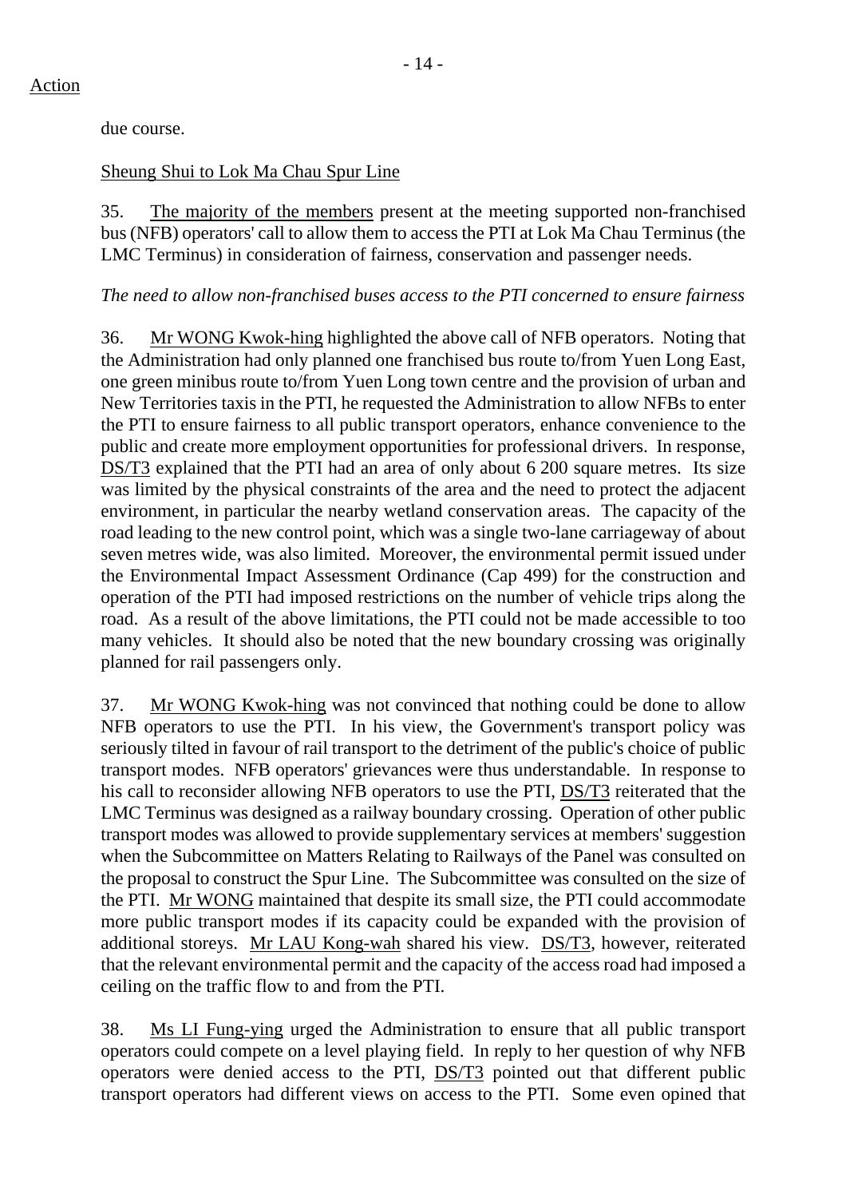Action

due course.

Sheung Shui to Lok Ma Chau Spur Line

35. The majority of the members present at the meeting supported non-franchised bus (NFB) operators' call to allow them to access the PTI at Lok Ma Chau Terminus (the LMC Terminus) in consideration of fairness, conservation and passenger needs.

*The need to allow non-franchised buses access to the PTI concerned to ensure fairness*

36. Mr WONG Kwok-hing highlighted the above call of NFB operators. Noting that the Administration had only planned one franchised bus route to/from Yuen Long East, one green minibus route to/from Yuen Long town centre and the provision of urban and New Territories taxis in the PTI, he requested the Administration to allow NFBs to enter the PTI to ensure fairness to all public transport operators, enhance convenience to the public and create more employment opportunities for professional drivers. In response, DS/T3 explained that the PTI had an area of only about 6 200 square metres. Its size was limited by the physical constraints of the area and the need to protect the adjacent environment, in particular the nearby wetland conservation areas. The capacity of the road leading to the new control point, which was a single two-lane carriageway of about seven metres wide, was also limited. Moreover, the environmental permit issued under the Environmental Impact Assessment Ordinance (Cap 499) for the construction and operation of the PTI had imposed restrictions on the number of vehicle trips along the road. As a result of the above limitations, the PTI could not be made accessible to too many vehicles. It should also be noted that the new boundary crossing was originally planned for rail passengers only.

37. Mr WONG Kwok-hing was not convinced that nothing could be done to allow NFB operators to use the PTI. In his view, the Government's transport policy was seriously tilted in favour of rail transport to the detriment of the public's choice of public transport modes. NFB operators' grievances were thus understandable. In response to his call to reconsider allowing NFB operators to use the PTI, DS/T3 reiterated that the LMC Terminus was designed as a railway boundary crossing. Operation of other public transport modes was allowed to provide supplementary services at members' suggestion when the Subcommittee on Matters Relating to Railways of the Panel was consulted on the proposal to construct the Spur Line. The Subcommittee was consulted on the size of the PTI. Mr WONG maintained that despite its small size, the PTI could accommodate more public transport modes if its capacity could be expanded with the provision of additional storeys. Mr LAU Kong-wah shared his view. DS/T3, however, reiterated that the relevant environmental permit and the capacity of the access road had imposed a ceiling on the traffic flow to and from the PTI.

38. Ms LI Fung-ying urged the Administration to ensure that all public transport operators could compete on a level playing field. In reply to her question of why NFB operators were denied access to the PTI, DS/T3 pointed out that different public transport operators had different views on access to the PTI. Some even opined that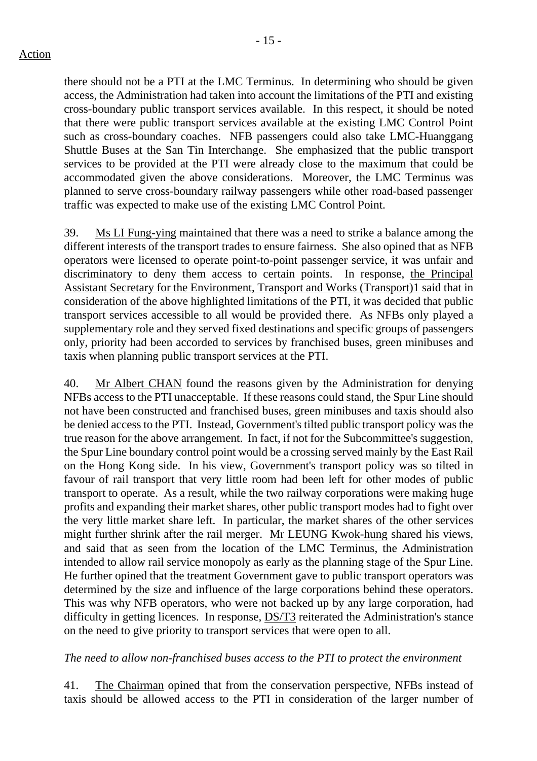Action

there should not be a PTI at the LMC Terminus. In determining who should be given access, the Administration had taken into account the limitations of the PTI and existing cross-boundary public transport services available. In this respect, it should be noted that there were public transport services available at the existing LMC Control Point such as cross-boundary coaches. NFB passengers could also take LMC-Huanggang Shuttle Buses at the San Tin Interchange. She emphasized that the public transport services to be provided at the PTI were already close to the maximum that could be accommodated given the above considerations. Moreover, the LMC Terminus was planned to serve cross-boundary railway passengers while other road-based passenger traffic was expected to make use of the existing LMC Control Point.

39. Ms LI Fung-ying maintained that there was a need to strike a balance among the different interests of the transport trades to ensure fairness. She also opined that as NFB operators were licensed to operate point-to-point passenger service, it was unfair and discriminatory to deny them access to certain points. In response, the Principal Assistant Secretary for the Environment, Transport and Works (Transport)1 said that in consideration of the above highlighted limitations of the PTI, it was decided that public transport services accessible to all would be provided there. As NFBs only played a supplementary role and they served fixed destinations and specific groups of passengers only, priority had been accorded to services by franchised buses, green minibuses and taxis when planning public transport services at the PTI.

40. Mr Albert CHAN found the reasons given by the Administration for denying NFBs access to the PTI unacceptable. If these reasons could stand, the Spur Line should not have been constructed and franchised buses, green minibuses and taxis should also be denied access to the PTI. Instead, Government's tilted public transport policy was the true reason for the above arrangement. In fact, if not for the Subcommittee's suggestion, the Spur Line boundary control point would be a crossing served mainly by the East Rail on the Hong Kong side. In his view, Government's transport policy was so tilted in favour of rail transport that very little room had been left for other modes of public transport to operate. As a result, while the two railway corporations were making huge profits and expanding their market shares, other public transport modes had to fight over the very little market share left. In particular, the market shares of the other services might further shrink after the rail merger. Mr LEUNG Kwok-hung shared his views, and said that as seen from the location of the LMC Terminus, the Administration intended to allow rail service monopoly as early as the planning stage of the Spur Line. He further opined that the treatment Government gave to public transport operators was determined by the size and influence of the large corporations behind these operators. This was why NFB operators, who were not backed up by any large corporation, had difficulty in getting licences. In response, DS/T3 reiterated the Administration's stance on the need to give priority to transport services that were open to all.

*The need to allow non-franchised buses access to the PTI to protect the environment*

41. The Chairman opined that from the conservation perspective, NFBs instead of taxis should be allowed access to the PTI in consideration of the larger number of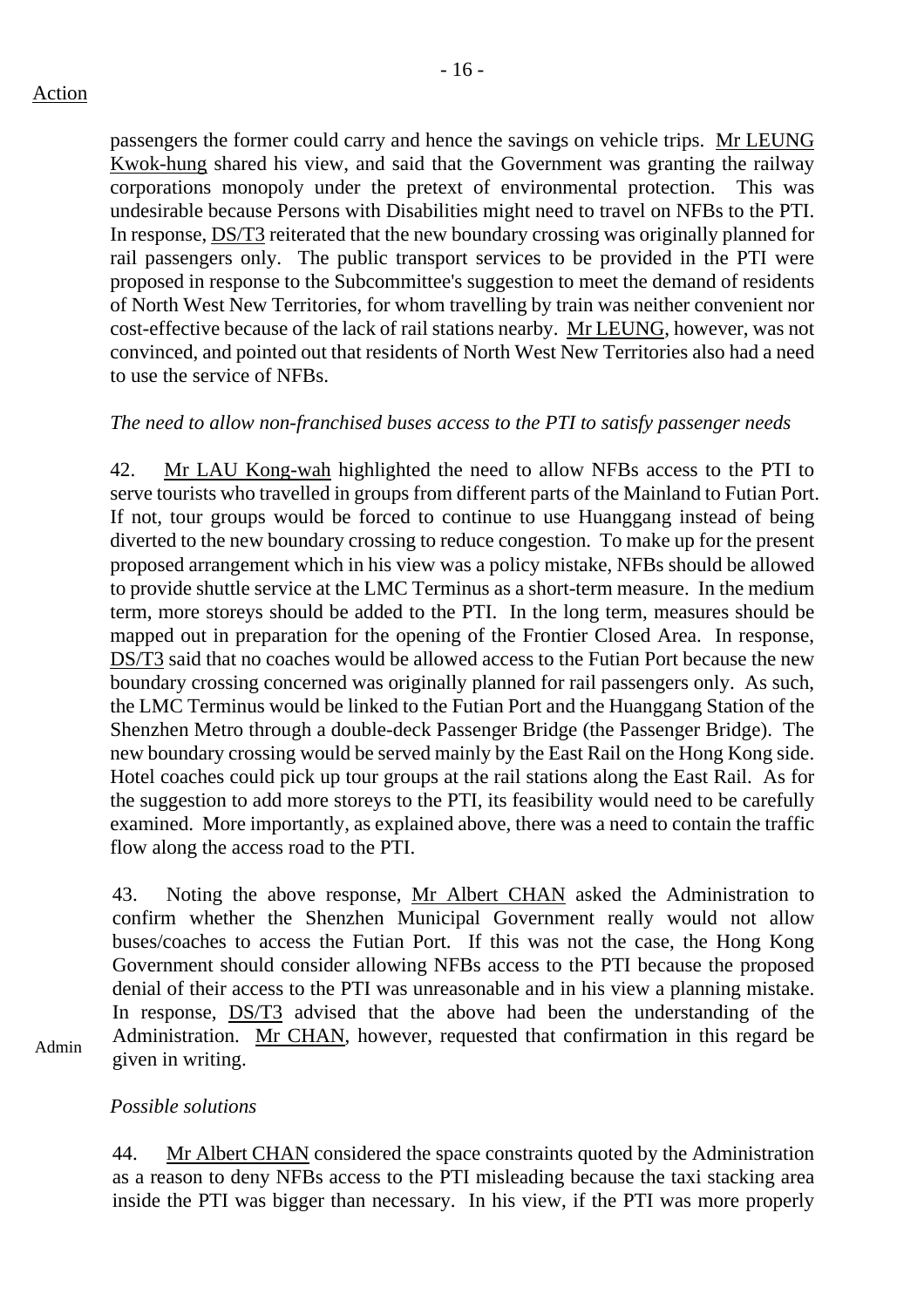Action

passengers the former could carry and hence the savings on vehicle trips. Mr LEUNG Kwok-hung shared his view, and said that the Government was granting the railway corporations monopoly under the pretext of environmental protection. This was undesirable because Persons with Disabilities might need to travel on NFBs to the PTI. In response, DS/T3 reiterated that the new boundary crossing was originally planned for rail passengers only. The public transport services to be provided in the PTI were proposed in response to the Subcommittee's suggestion to meet the demand of residents of North West New Territories, for whom travelling by train was neither convenient nor cost-effective because of the lack of rail stations nearby. Mr LEUNG, however, was not convinced, and pointed out that residents of North West New Territories also had a need to use the service of NFBs.

*The need to allow non-franchised buses access to the PTI to satisfy passenger needs*

42. Mr LAU Kong-wah highlighted the need to allow NFBs access to the PTI to serve tourists who travelled in groups from different parts of the Mainland to Futian Port. If not, tour groups would be forced to continue to use Huanggang instead of being diverted to the new boundary crossing to reduce congestion. To make up for the present proposed arrangement which in his view was a policy mistake, NFBs should be allowed to provide shuttle service at the LMC Terminus as a short-term measure. In the medium term, more storeys should be added to the PTI. In the long term, measures should be mapped out in preparation for the opening of the Frontier Closed Area. In response, DS/T3 said that no coaches would be allowed access to the Futian Port because the new boundary crossing concerned was originally planned for rail passengers only. As such, the LMC Terminus would be linked to the Futian Port and the Huanggang Station of the Shenzhen Metro through a double-deck Passenger Bridge (the Passenger Bridge). The new boundary crossing would be served mainly by the East Rail on the Hong Kong side. Hotel coaches could pick up tour groups at the rail stations along the East Rail. As for the suggestion to add more storeys to the PTI, its feasibility would need to be carefully examined. More importantly, as explained above, there was a need to contain the traffic flow along the access road to the PTI.

43. Noting the above response, Mr Albert CHAN asked the Administration to confirm whether the Shenzhen Municipal Government really would not allow buses/coaches to access the Futian Port. If this was not the case, the Hong Kong Government should consider allowing NFBs access to the PTI because the proposed denial of their access to the PTI was unreasonable and in his view a planning mistake. In response, DS/T3 advised that the above had been the understanding of the Administration. Mr CHAN, however, requested that confirmation in this regard be given in writing. — Admin

*Possible solutions*

44. Mr Albert CHAN considered the space constraints quoted by the Administration as a reason to deny NFBs access to the PTI misleading because the taxi stacking area inside the PTI was bigger than necessary. In his view, if the PTI was more properly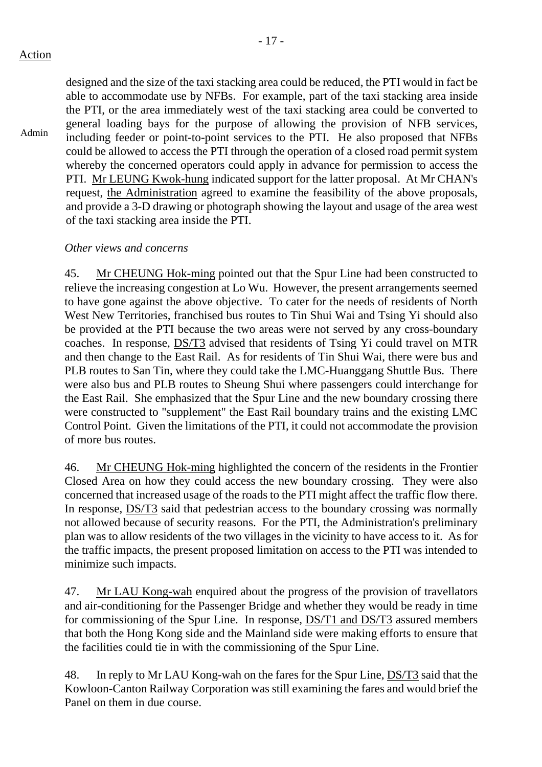Action

designed and the size of the taxi stacking area could be reduced, the PTI would in fact be able to accommodate use by NFBs. For example, part of the taxi stacking area inside the PTI, or the area immediately west of the taxi stacking area could be converted to general loading bays for the purpose of allowing the provision of NFB services, including feeder or point-to-point services to the PTI. He also proposed that NFBs could be allowed to access the PTI through the operation of a closed road permit system whereby the concerned operators could apply in advance for permission to access the PTI. Mr LEUNG Kwok-hung indicated support for the latter proposal. At Mr CHAN's request, the Administration agreed to examine the feasibility of the above proposals, and provide a 3-D drawing or photograph showing the layout and usage of the area west of the taxi stacking area inside the PTI.

Admin

*Other views and concerns*

45. Mr CHEUNG Hok-ming pointed out that the Spur Line had been constructed to relieve the increasing congestion at Lo Wu. However, the present arrangements seemed to have gone against the above objective. To cater for the needs of residents of North West New Territories, franchised bus routes to Tin Shui Wai and Tsing Yi should also be provided at the PTI because the two areas were not served by any cross-boundary coaches. In response, DS/T3 advised that residents of Tsing Yi could travel on MTR and then change to the East Rail. As for residents of Tin Shui Wai, there were bus and PLB routes to San Tin, where they could take the LMC-Huanggang Shuttle Bus. There were also bus and PLB routes to Sheung Shui where passengers could interchange for the East Rail. She emphasized that the Spur Line and the new boundary crossing there were constructed to "supplement" the East Rail boundary trains and the existing LMC Control Point. Given the limitations of the PTI, it could not accommodate the provision of more bus routes.

46. Mr CHEUNG Hok-ming highlighted the concern of the residents in the Frontier Closed Area on how they could access the new boundary crossing. They were also concerned that increased usage of the roads to the PTI might affect the traffic flow there. In response, DS/T3 said that pedestrian access to the boundary crossing was normally not allowed because of security reasons. For the PTI, the Administration's preliminary plan was to allow residents of the two villages in the vicinity to have access to it. As for the traffic impacts, the present proposed limitation on access to the PTI was intended to minimize such impacts.

47. Mr LAU Kong-wah enquired about the progress of the provision of travellators and air-conditioning for the Passenger Bridge and whether they would be ready in time for commissioning of the Spur Line. In response, DS/T1 and DS/T3 assured members that both the Hong Kong side and the Mainland side were making efforts to ensure that the facilities could tie in with the commissioning of the Spur Line.

48. In reply to Mr LAU Kong-wah on the fares for the Spur Line, DS/T3 said that the Kowloon-Canton Railway Corporation was still examining the fares and would brief the Panel on them in due course.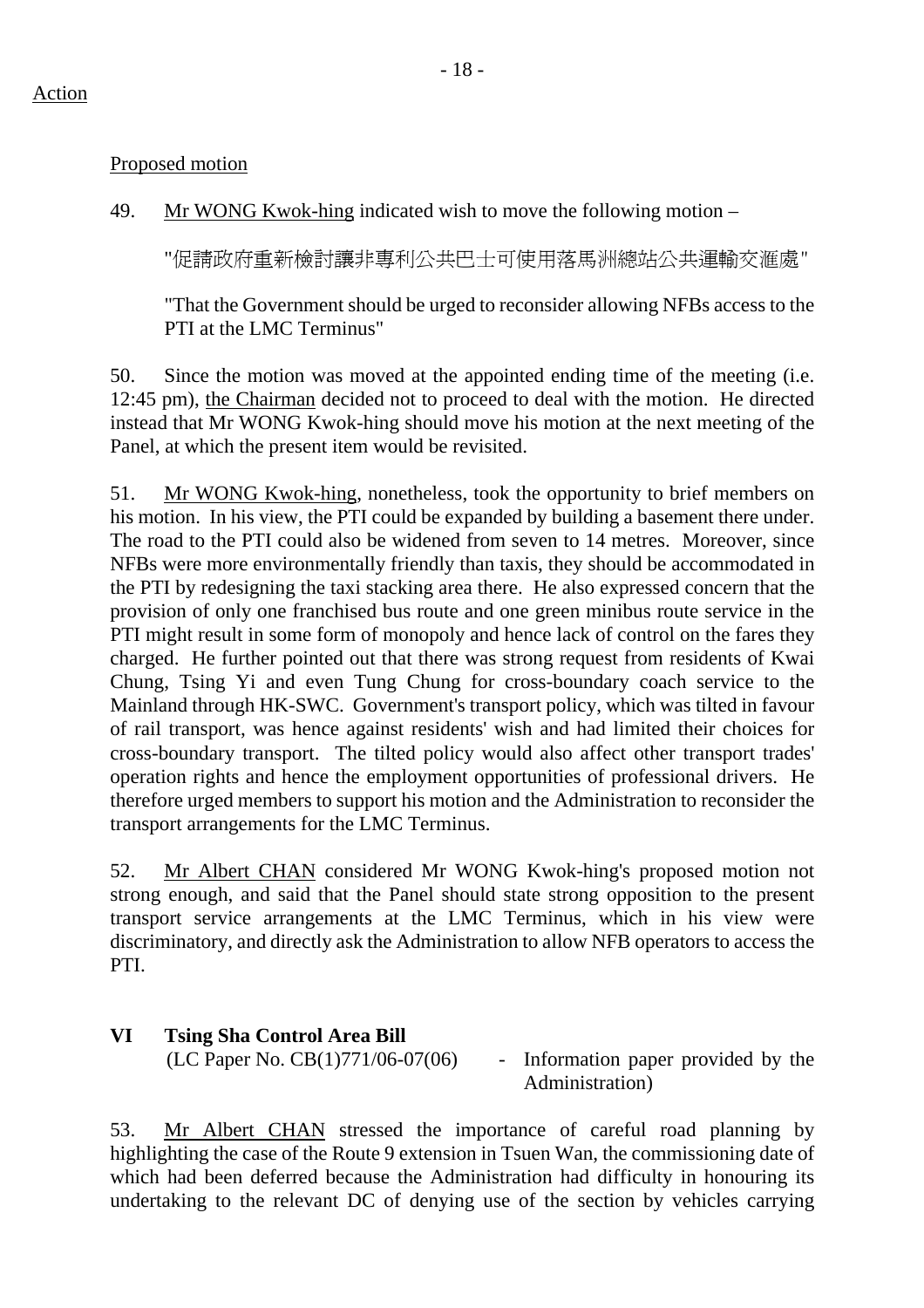Action

Proposed motion

49. Mr WONG Kwok-hing indicated wish to move the following motion –

"促請政府重新檢討讓非專利公共巴士可使用落馬洲總站公共運輸交滙處"

"That the Government should be urged to reconsider allowing NFBs access to the PTI at the LMC Terminus"

50. Since the motion was moved at the appointed ending time of the meeting (i.e. 12:45 pm), the Chairman decided not to proceed to deal with the motion. He directed instead that Mr WONG Kwok-hing should move his motion at the next meeting of the Panel, at which the present item would be revisited.

51. Mr WONG Kwok-hing, nonetheless, took the opportunity to brief members on his motion. In his view, the PTI could be expanded by building a basement there under. The road to the PTI could also be widened from seven to 14 metres. Moreover, since NFBs were more environmentally friendly than taxis, they should be accommodated in the PTI by redesigning the taxi stacking area there. He also expressed concern that the provision of only one franchised bus route and one green minibus route service in the PTI might result in some form of monopoly and hence lack of control on the fares they charged. He further pointed out that there was strong request from residents of Kwai Chung, Tsing Yi and even Tung Chung for cross-boundary coach service to the Mainland through HK-SWC. Government's transport policy, which was tilted in favour of rail transport, was hence against residents' wish and had limited their choices for cross-boundary transport. The tilted policy would also affect other transport trades' operation rights and hence the employment opportunities of professional drivers. He therefore urged members to support his motion and the Administration to reconsider the transport arrangements for the LMC Terminus.

52. Mr Albert CHAN considered Mr WONG Kwok-hing's proposed motion not strong enough, and said that the Panel should state strong opposition to the present transport service arrangements at the LMC Terminus, which in his view were discriminatory, and directly ask the Administration to allow NFB operators to access the PTI.

## VI Tsing Sha Control Area Bill

(LC Paper No. CB(1)771/06-07(06) - Information paper provided by the Administration)

53. Mr Albert CHAN stressed the importance of careful road planning by highlighting the case of the Route 9 extension in Tsuen Wan, the commissioning date of which had been deferred because the Administration had difficulty in honouring its undertaking to the relevant DC of denying use of the section by vehicles carrying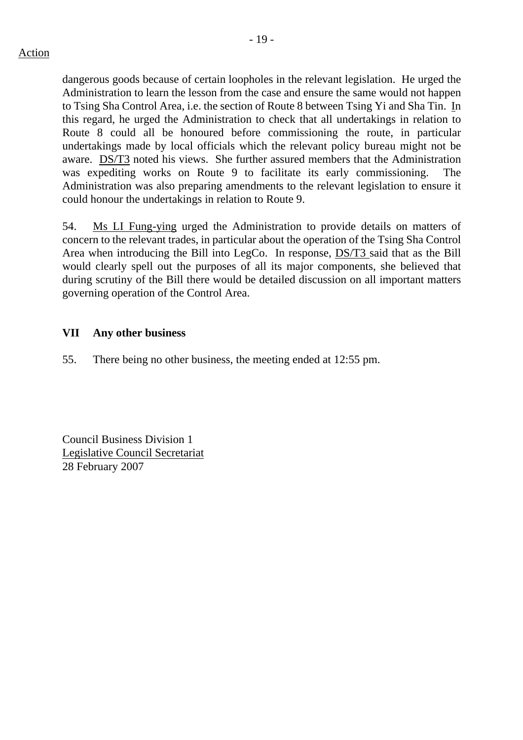Action

dangerous goods because of certain loopholes in the relevant legislation. He urged the Administration to learn the lesson from the case and ensure the same would not happen to Tsing Sha Control Area, i.e. the section of Route 8 between Tsing Yi and Sha Tin. In this regard, he urged the Administration to check that all undertakings in relation to Route 8 could all be honoured before commissioning the route, in particular undertakings made by local officials which the relevant policy bureau might not be aware. DS/T3 noted his views. She further assured members that the Administration was expediting works on Route 9 to facilitate its early commissioning. The Administration was also preparing amendments to the relevant legislation to ensure it could honour the undertakings in relation to Route 9.

54. Ms LI Fung-ying urged the Administration to provide details on matters of concern to the relevant trades, in particular about the operation of the Tsing Sha Control Area when introducing the Bill into LegCo. In response, DS/T3 said that as the Bill would clearly spell out the purposes of all its major components, she believed that during scrutiny of the Bill there would be detailed discussion on all important matters governing operation of the Control Area.

### VII Any other business

55. There being no other business, the meeting ended at 12:55 pm.

Council Business Division 1
Legislative Council Secretariat
28 February 2007